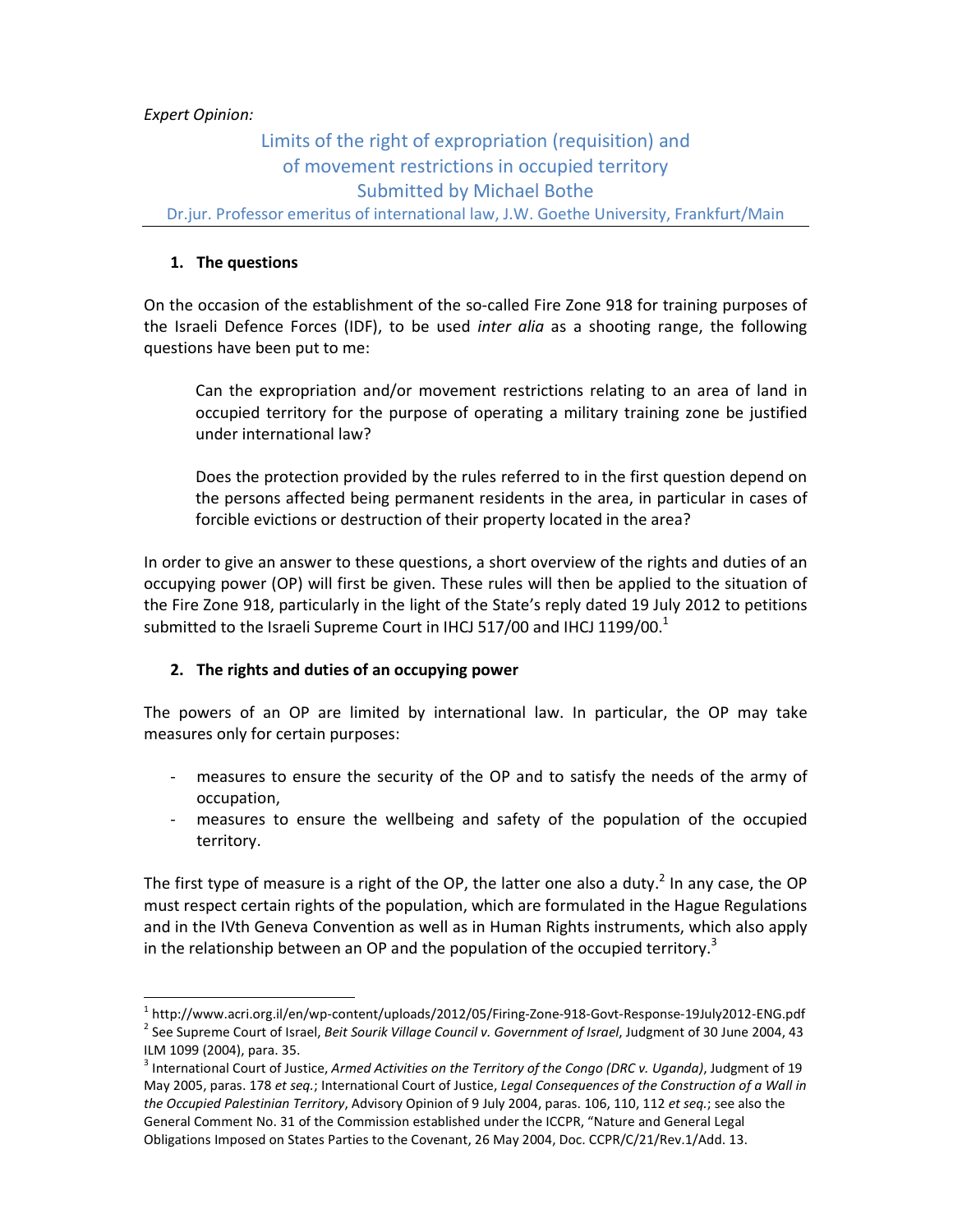*Expert Opinion:*

# Limits of the right of expropriation (requisition) and of movement restrictions in occupied territory

Submitted by Michael Bothe

Dr.jur. Professor emeritus of international law, J.W. Goethe University, Frankfurt/Main

## 1. The questions

On the occasion of the establishment of the so-called Fire Zone 918 for training purposes of the Israeli Defence Forces (IDF), to be used *inter alia* as a shooting range, the following questions have been put to me:

> Can the expropriation and/or movement restrictions relating to an area of land in occupied territory for the purpose of operating a military training zone be justified under international law?
>
> Does the protection provided by the rules referred to in the first question depend on the persons affected being permanent residents in the area, in particular in cases of forcible evictions or destruction of their property located in the area?

In order to give an answer to these questions, a short overview of the rights and duties of an occupying power (OP) will first be given. These rules will then be applied to the situation of the Fire Zone 918, particularly in the light of the State's reply dated 19 July 2012 to petitions submitted to the Israeli Supreme Court in IHCJ 517/00 and IHCJ 1199/00.[1]

## 2. The rights and duties of an occupying power

The powers of an OP are limited by international law. In particular, the OP may take measures only for certain purposes:

- measures to ensure the security of the OP and to satisfy the needs of the army of occupation,
- measures to ensure the wellbeing and safety of the population of the occupied territory.

The first type of measure is a right of the OP, the latter one also a duty.[2] In any case, the OP must respect certain rights of the population, which are formulated in the Hague Regulations and in the IVth Geneva Convention as well as in Human Rights instruments, which also apply in the relationship between an OP and the population of the occupied territory.[3]

---

[1] http://www.acri.org.il/en/wp-content/uploads/2012/05/Firing-Zone-918-Govt-Response-19July2012-ENG.pdf

[2] See Supreme Court of Israel, *Beit Sourik Village Council v. Government of Israel*, Judgment of 30 June 2004, 43 ILM 1099 (2004), para. 35.

[3] International Court of Justice, *Armed Activities on the Territory of the Congo (DRC v. Uganda)*, Judgment of 19 May 2005, paras. 178 *et seq.*; International Court of Justice, *Legal Consequences of the Construction of a Wall in the Occupied Palestinian Territory*, Advisory Opinion of 9 July 2004, paras. 106, 110, 112 *et seq.*; see also the General Comment No. 31 of the Commission established under the ICCPR, "Nature and General Legal Obligations Imposed on States Parties to the Covenant, 26 May 2004, Doc. CCPR/C/21/Rev.1/Add. 13.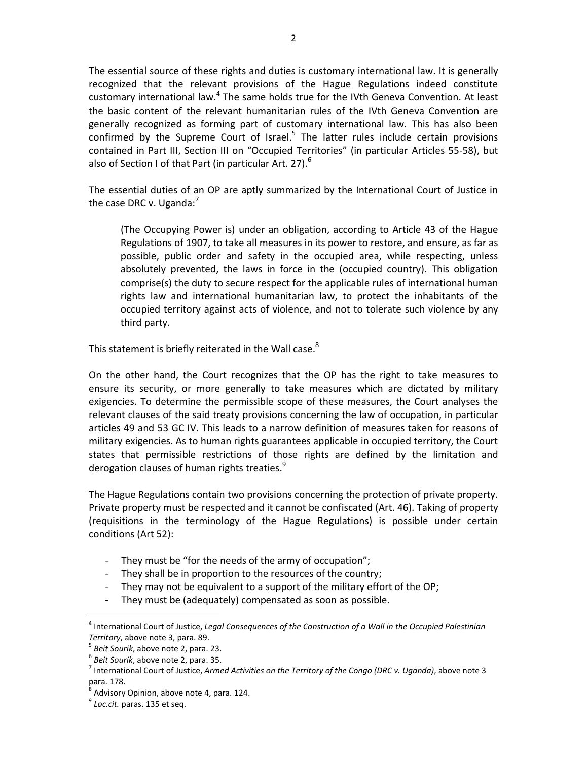The essential source of these rights and duties is customary international law. It is generally recognized that the relevant provisions of the Hague Regulations indeed constitute customary international law.[4] The same holds true for the IVth Geneva Convention. At least the basic content of the relevant humanitarian rules of the IVth Geneva Convention are generally recognized as forming part of customary international law. This has also been confirmed by the Supreme Court of Israel.[5] The latter rules include certain provisions contained in Part III, Section III on "Occupied Territories" (in particular Articles 55-58), but also of Section I of that Part (in particular Art. 27).[6]

The essential duties of an OP are aptly summarized by the International Court of Justice in the case DRC v. Uganda:[7]

> (The Occupying Power is) under an obligation, according to Article 43 of the Hague Regulations of 1907, to take all measures in its power to restore, and ensure, as far as possible, public order and safety in the occupied area, while respecting, unless absolutely prevented, the laws in force in the (occupied country). This obligation comprise(s) the duty to secure respect for the applicable rules of international human rights law and international humanitarian law, to protect the inhabitants of the occupied territory against acts of violence, and not to tolerate such violence by any third party.

This statement is briefly reiterated in the Wall case.[8]

On the other hand, the Court recognizes that the OP has the right to take measures to ensure its security, or more generally to take measures which are dictated by military exigencies. To determine the permissible scope of these measures, the Court analyses the relevant clauses of the said treaty provisions concerning the law of occupation, in particular articles 49 and 53 GC IV. This leads to a narrow definition of measures taken for reasons of military exigencies. As to human rights guarantees applicable in occupied territory, the Court states that permissible restrictions of those rights are defined by the limitation and derogation clauses of human rights treaties.[9]

The Hague Regulations contain two provisions concerning the protection of private property. Private property must be respected and it cannot be confiscated (Art. 46). Taking of property (requisitions in the terminology of the Hague Regulations) is possible under certain conditions (Art 52):

- They must be "for the needs of the army of occupation";
- They shall be in proportion to the resources of the country;
- They may not be equivalent to a support of the military effort of the OP;
- They must be (adequately) compensated as soon as possible.

---

[4] International Court of Justice, *Legal Consequences of the Construction of a Wall in the Occupied Palestinian Territory*, above note 3, para. 89.

[5] *Beit Sourik*, above note 2, para. 23.

[6] *Beit Sourik*, above note 2, para. 35.

[7] International Court of Justice, *Armed Activities on the Territory of the Congo (DRC v. Uganda)*, above note 3 para. 178.

[8] Advisory Opinion, above note 4, para. 124.

[9] *Loc.cit.* paras. 135 et seq.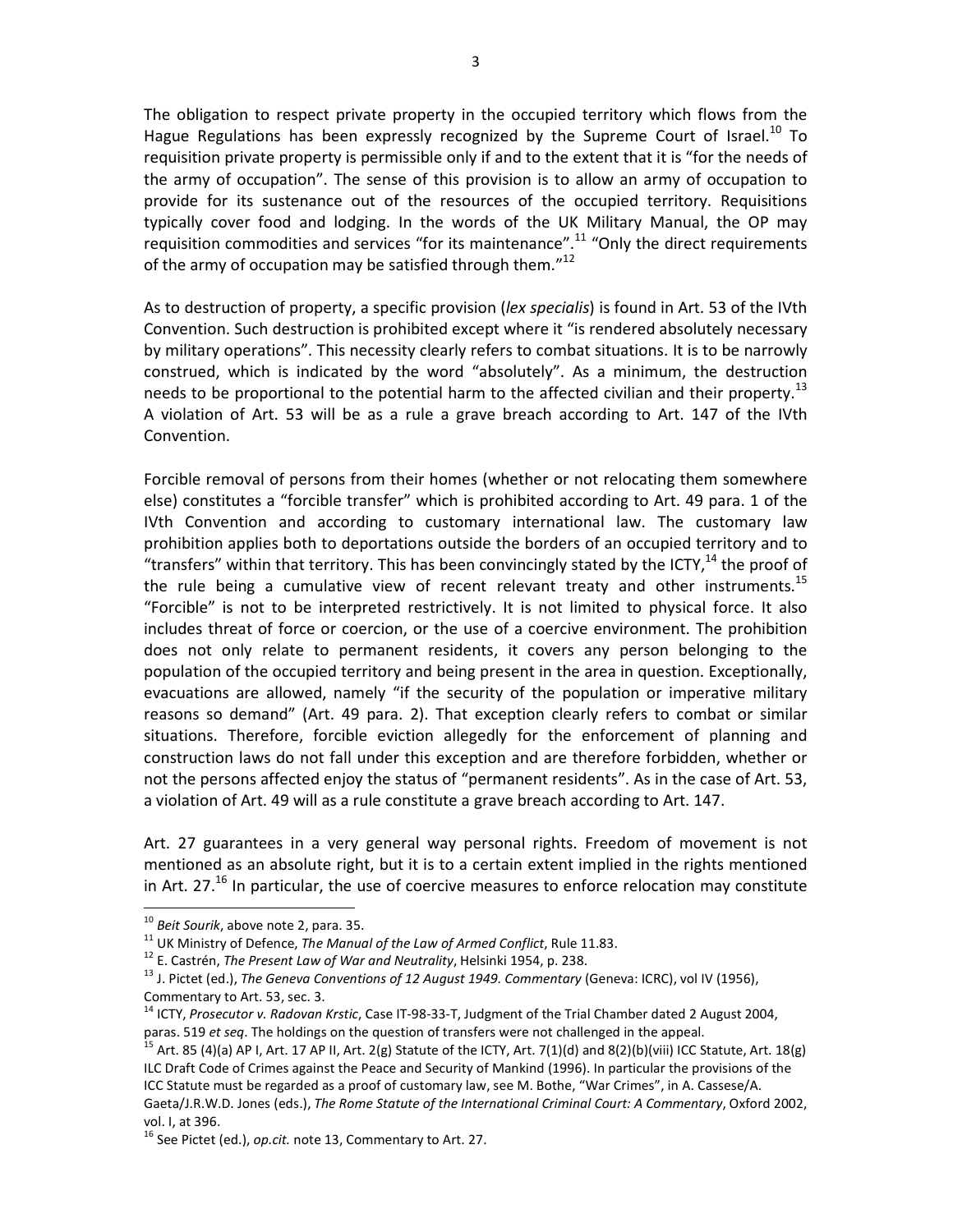The obligation to respect private property in the occupied territory which flows from the Hague Regulations has been expressly recognized by the Supreme Court of Israel.[10] To requisition private property is permissible only if and to the extent that it is "for the needs of the army of occupation". The sense of this provision is to allow an army of occupation to provide for its sustenance out of the resources of the occupied territory. Requisitions typically cover food and lodging. In the words of the UK Military Manual, the OP may requisition commodities and services "for its maintenance".[11] "Only the direct requirements of the army of occupation may be satisfied through them."[12]

As to destruction of property, a specific provision (*lex specialis*) is found in Art. 53 of the IVth Convention. Such destruction is prohibited except where it "is rendered absolutely necessary by military operations". This necessity clearly refers to combat situations. It is to be narrowly construed, which is indicated by the word "absolutely". As a minimum, the destruction needs to be proportional to the potential harm to the affected civilian and their property.[13] A violation of Art. 53 will be as a rule a grave breach according to Art. 147 of the IVth Convention.

Forcible removal of persons from their homes (whether or not relocating them somewhere else) constitutes a "forcible transfer" which is prohibited according to Art. 49 para. 1 of the IVth Convention and according to customary international law. The customary law prohibition applies both to deportations outside the borders of an occupied territory and to "transfers" within that territory. This has been convincingly stated by the ICTY,[14] the proof of the rule being a cumulative view of recent relevant treaty and other instruments.[15] "Forcible" is not to be interpreted restrictively. It is not limited to physical force. It also includes threat of force or coercion, or the use of a coercive environment. The prohibition does not only relate to permanent residents, it covers any person belonging to the population of the occupied territory and being present in the area in question. Exceptionally, evacuations are allowed, namely "if the security of the population or imperative military reasons so demand" (Art. 49 para. 2). That exception clearly refers to combat or similar situations. Therefore, forcible eviction allegedly for the enforcement of planning and construction laws do not fall under this exception and are therefore forbidden, whether or not the persons affected enjoy the status of "permanent residents". As in the case of Art. 53, a violation of Art. 49 will as a rule constitute a grave breach according to Art. 147.

Art. 27 guarantees in a very general way personal rights. Freedom of movement is not mentioned as an absolute right, but it is to a certain extent implied in the rights mentioned in Art. 27.[16] In particular, the use of coercive measures to enforce relocation may constitute

---

[10] *Beit Sourik*, above note 2, para. 35.

[11] UK Ministry of Defence, *The Manual of the Law of Armed Conflict*, Rule 11.83.

[12] E. Castrén, *The Present Law of War and Neutrality*, Helsinki 1954, p. 238.

[13] J. Pictet (ed.), *The Geneva Conventions of 12 August 1949. Commentary* (Geneva: ICRC), vol IV (1956), Commentary to Art. 53, sec. 3.

[14] ICTY, *Prosecutor v. Radovan Krstic*, Case IT-98-33-T, Judgment of the Trial Chamber dated 2 August 2004, paras. 519 *et seq*. The holdings on the question of transfers were not challenged in the appeal.

[15] Art. 85 (4)(a) AP I, Art. 17 AP II, Art. 2(g) Statute of the ICTY, Art. 7(1)(d) and 8(2)(b)(viii) ICC Statute, Art. 18(g) ILC Draft Code of Crimes against the Peace and Security of Mankind (1996). In particular the provisions of the ICC Statute must be regarded as a proof of customary law, see M. Bothe, "War Crimes", in A. Cassese/A. Gaeta/J.R.W.D. Jones (eds.), *The Rome Statute of the International Criminal Court: A Commentary*, Oxford 2002, vol. I, at 396.

[16] See Pictet (ed.), *op.cit.* note 13, Commentary to Art. 27.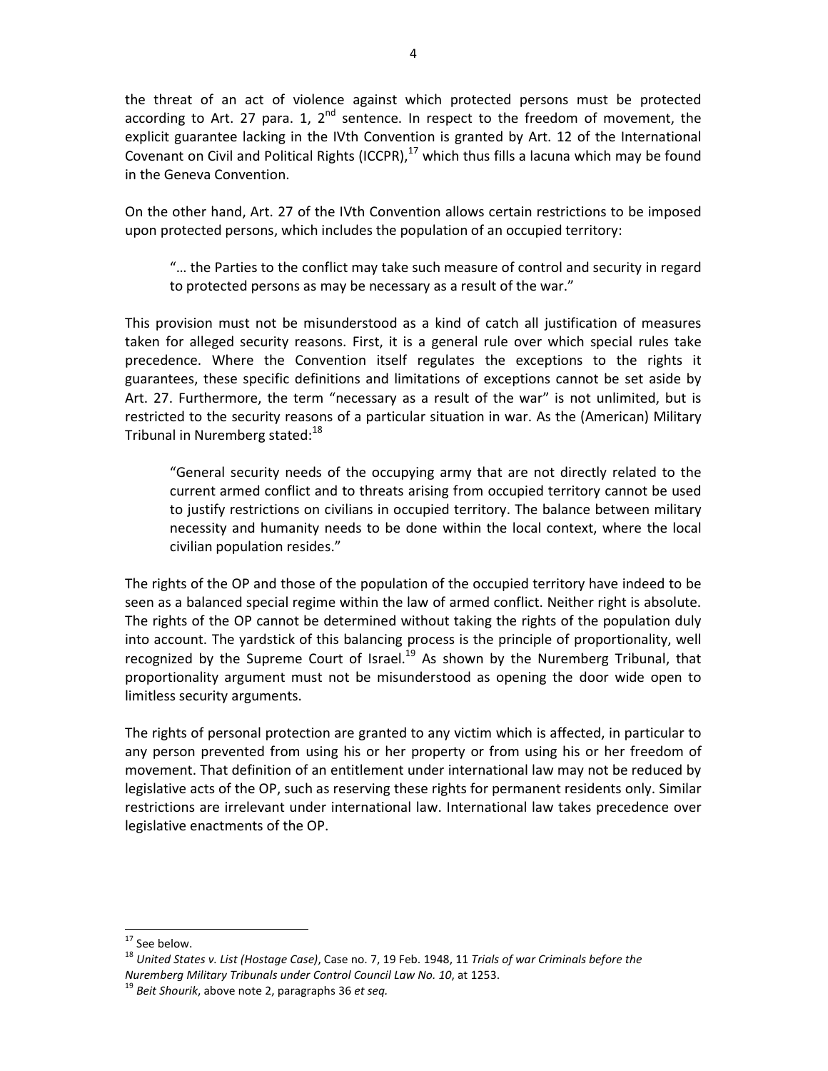the threat of an act of violence against which protected persons must be protected according to Art. 27 para. 1, 2nd sentence. In respect to the freedom of movement, the explicit guarantee lacking in the IVth Convention is granted by Art. 12 of the International Covenant on Civil and Political Rights (ICCPR),[17] which thus fills a lacuna which may be found in the Geneva Convention.

On the other hand, Art. 27 of the IVth Convention allows certain restrictions to be imposed upon protected persons, which includes the population of an occupied territory:

> "… the Parties to the conflict may take such measure of control and security in regard to protected persons as may be necessary as a result of the war."

This provision must not be misunderstood as a kind of catch all justification of measures taken for alleged security reasons. First, it is a general rule over which special rules take precedence. Where the Convention itself regulates the exceptions to the rights it guarantees, these specific definitions and limitations of exceptions cannot be set aside by Art. 27. Furthermore, the term "necessary as a result of the war" is not unlimited, but is restricted to the security reasons of a particular situation in war. As the (American) Military Tribunal in Nuremberg stated:[18]

> "General security needs of the occupying army that are not directly related to the current armed conflict and to threats arising from occupied territory cannot be used to justify restrictions on civilians in occupied territory. The balance between military necessity and humanity needs to be done within the local context, where the local civilian population resides."

The rights of the OP and those of the population of the occupied territory have indeed to be seen as a balanced special regime within the law of armed conflict. Neither right is absolute. The rights of the OP cannot be determined without taking the rights of the population duly into account. The yardstick of this balancing process is the principle of proportionality, well recognized by the Supreme Court of Israel.[19] As shown by the Nuremberg Tribunal, that proportionality argument must not be misunderstood as opening the door wide open to limitless security arguments.

The rights of personal protection are granted to any victim which is affected, in particular to any person prevented from using his or her property or from using his or her freedom of movement. That definition of an entitlement under international law may not be reduced by legislative acts of the OP, such as reserving these rights for permanent residents only. Similar restrictions are irrelevant under international law. International law takes precedence over legislative enactments of the OP.

---

[17] See below.

[18] *United States v. List (Hostage Case)*, Case no. 7, 19 Feb. 1948, 11 *Trials of war Criminals before the Nuremberg Military Tribunals under Control Council Law No. 10*, at 1253.

[19] *Beit Shourik*, above note 2, paragraphs 36 *et seq.*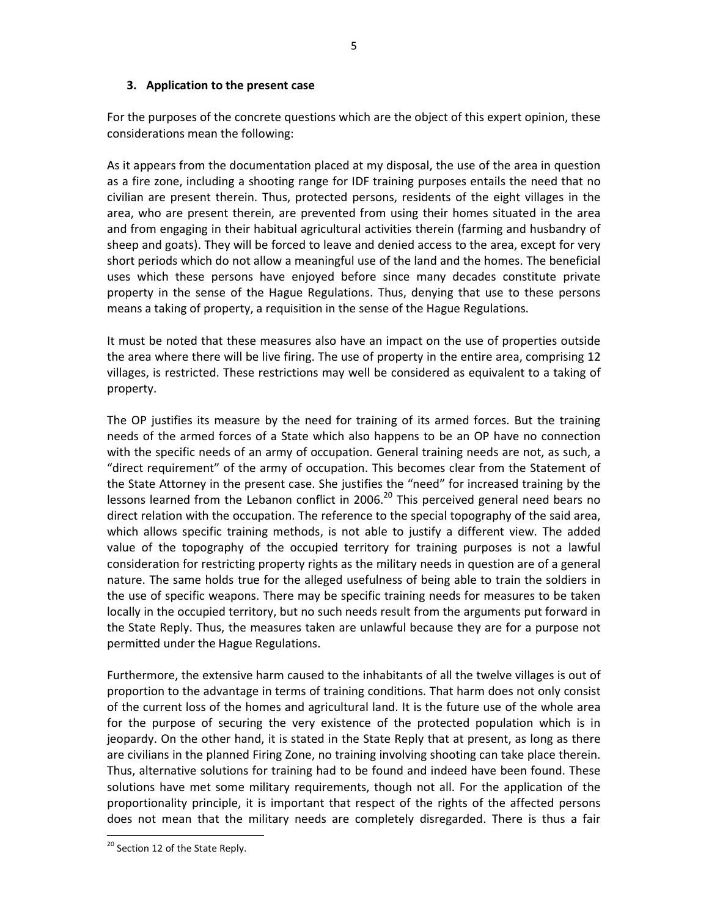### 3. Application to the present case

For the purposes of the concrete questions which are the object of this expert opinion, these considerations mean the following:

As it appears from the documentation placed at my disposal, the use of the area in question as a fire zone, including a shooting range for IDF training purposes entails the need that no civilian are present therein. Thus, protected persons, residents of the eight villages in the area, who are present therein, are prevented from using their homes situated in the area and from engaging in their habitual agricultural activities therein (farming and husbandry of sheep and goats). They will be forced to leave and denied access to the area, except for very short periods which do not allow a meaningful use of the land and the homes. The beneficial uses which these persons have enjoyed before since many decades constitute private property in the sense of the Hague Regulations. Thus, denying that use to these persons means a taking of property, a requisition in the sense of the Hague Regulations.

It must be noted that these measures also have an impact on the use of properties outside the area where there will be live firing. The use of property in the entire area, comprising 12 villages, is restricted. These restrictions may well be considered as equivalent to a taking of property.

The OP justifies its measure by the need for training of its armed forces. But the training needs of the armed forces of a State which also happens to be an OP have no connection with the specific needs of an army of occupation. General training needs are not, as such, a "direct requirement" of the army of occupation. This becomes clear from the Statement of the State Attorney in the present case. She justifies the "need" for increased training by the lessons learned from the Lebanon conflict in 2006.[20] This perceived general need bears no direct relation with the occupation. The reference to the special topography of the said area, which allows specific training methods, is not able to justify a different view. The added value of the topography of the occupied territory for training purposes is not a lawful consideration for restricting property rights as the military needs in question are of a general nature. The same holds true for the alleged usefulness of being able to train the soldiers in the use of specific weapons. There may be specific training needs for measures to be taken locally in the occupied territory, but no such needs result from the arguments put forward in the State Reply. Thus, the measures taken are unlawful because they are for a purpose not permitted under the Hague Regulations.

Furthermore, the extensive harm caused to the inhabitants of all the twelve villages is out of proportion to the advantage in terms of training conditions. That harm does not only consist of the current loss of the homes and agricultural land. It is the future use of the whole area for the purpose of securing the very existence of the protected population which is in jeopardy. On the other hand, it is stated in the State Reply that at present, as long as there are civilians in the planned Firing Zone, no training involving shooting can take place therein. Thus, alternative solutions for training had to be found and indeed have been found. These solutions have met some military requirements, though not all. For the application of the proportionality principle, it is important that respect of the rights of the affected persons does not mean that the military needs are completely disregarded. There is thus a fair

[20] Section 12 of the State Reply.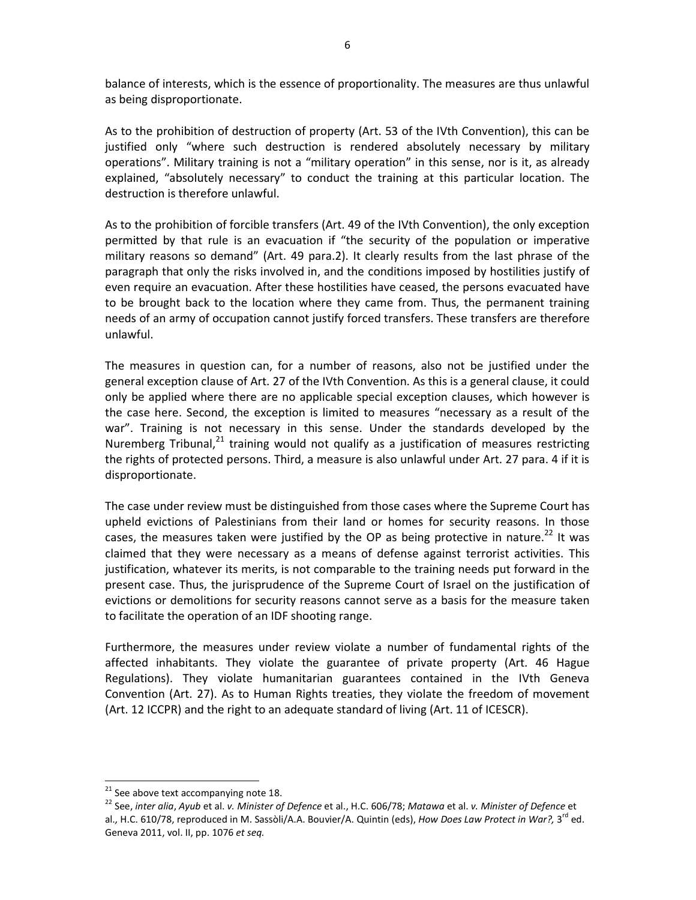balance of interests, which is the essence of proportionality. The measures are thus unlawful as being disproportionate.

As to the prohibition of destruction of property (Art. 53 of the IVth Convention), this can be justified only "where such destruction is rendered absolutely necessary by military operations". Military training is not a "military operation" in this sense, nor is it, as already explained, "absolutely necessary" to conduct the training at this particular location. The destruction is therefore unlawful.

As to the prohibition of forcible transfers (Art. 49 of the IVth Convention), the only exception permitted by that rule is an evacuation if "the security of the population or imperative military reasons so demand" (Art. 49 para.2). It clearly results from the last phrase of the paragraph that only the risks involved in, and the conditions imposed by hostilities justify of even require an evacuation. After these hostilities have ceased, the persons evacuated have to be brought back to the location where they came from. Thus, the permanent training needs of an army of occupation cannot justify forced transfers. These transfers are therefore unlawful.

The measures in question can, for a number of reasons, also not be justified under the general exception clause of Art. 27 of the IVth Convention. As this is a general clause, it could only be applied where there are no applicable special exception clauses, which however is the case here. Second, the exception is limited to measures "necessary as a result of the war". Training is not necessary in this sense. Under the standards developed by the Nuremberg Tribunal,[21] training would not qualify as a justification of measures restricting the rights of protected persons. Third, a measure is also unlawful under Art. 27 para. 4 if it is disproportionate.

The case under review must be distinguished from those cases where the Supreme Court has upheld evictions of Palestinians from their land or homes for security reasons. In those cases, the measures taken were justified by the OP as being protective in nature.[22] It was claimed that they were necessary as a means of defense against terrorist activities. This justification, whatever its merits, is not comparable to the training needs put forward in the present case. Thus, the jurisprudence of the Supreme Court of Israel on the justification of evictions or demolitions for security reasons cannot serve as a basis for the measure taken to facilitate the operation of an IDF shooting range.

Furthermore, the measures under review violate a number of fundamental rights of the affected inhabitants. They violate the guarantee of private property (Art. 46 Hague Regulations). They violate humanitarian guarantees contained in the IVth Geneva Convention (Art. 27). As to Human Rights treaties, they violate the freedom of movement (Art. 12 ICCPR) and the right to an adequate standard of living (Art. 11 of ICESCR).

---

[21] See above text accompanying note 18.

[22] See, *inter alia*, *Ayub* et al. *v. Minister of Defence* et al., H.C. 606/78; *Matawa* et al. *v. Minister of Defence* et al., H.C. 610/78, reproduced in M. Sassòli/A.A. Bouvier/A. Quintin (eds), *How Does Law Protect in War?*, 3rd ed. Geneva 2011, vol. II, pp. 1076 *et seq.*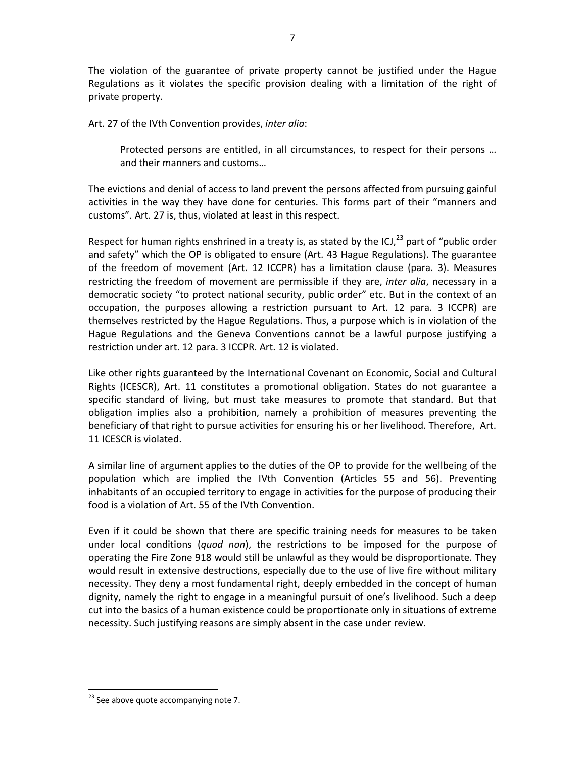The violation of the guarantee of private property cannot be justified under the Hague Regulations as it violates the specific provision dealing with a limitation of the right of private property.

Art. 27 of the IVth Convention provides, *inter alia*:

> Protected persons are entitled, in all circumstances, to respect for their persons … and their manners and customs…

The evictions and denial of access to land prevent the persons affected from pursuing gainful activities in the way they have done for centuries. This forms part of their "manners and customs". Art. 27 is, thus, violated at least in this respect.

Respect for human rights enshrined in a treaty is, as stated by the ICJ,[23] part of "public order and safety" which the OP is obligated to ensure (Art. 43 Hague Regulations). The guarantee of the freedom of movement (Art. 12 ICCPR) has a limitation clause (para. 3). Measures restricting the freedom of movement are permissible if they are, *inter alia*, necessary in a democratic society "to protect national security, public order" etc. But in the context of an occupation, the purposes allowing a restriction pursuant to Art. 12 para. 3 ICCPR) are themselves restricted by the Hague Regulations. Thus, a purpose which is in violation of the Hague Regulations and the Geneva Conventions cannot be a lawful purpose justifying a restriction under art. 12 para. 3 ICCPR. Art. 12 is violated.

Like other rights guaranteed by the International Covenant on Economic, Social and Cultural Rights (ICESCR), Art. 11 constitutes a promotional obligation. States do not guarantee a specific standard of living, but must take measures to promote that standard. But that obligation implies also a prohibition, namely a prohibition of measures preventing the beneficiary of that right to pursue activities for ensuring his or her livelihood. Therefore, Art. 11 ICESCR is violated.

A similar line of argument applies to the duties of the OP to provide for the wellbeing of the population which are implied the IVth Convention (Articles 55 and 56). Preventing inhabitants of an occupied territory to engage in activities for the purpose of producing their food is a violation of Art. 55 of the IVth Convention.

Even if it could be shown that there are specific training needs for measures to be taken under local conditions (*quod non*), the restrictions to be imposed for the purpose of operating the Fire Zone 918 would still be unlawful as they would be disproportionate. They would result in extensive destructions, especially due to the use of live fire without military necessity. They deny a most fundamental right, deeply embedded in the concept of human dignity, namely the right to engage in a meaningful pursuit of one's livelihood. Such a deep cut into the basics of a human existence could be proportionate only in situations of extreme necessity. Such justifying reasons are simply absent in the case under review.

---

[23] See above quote accompanying note 7.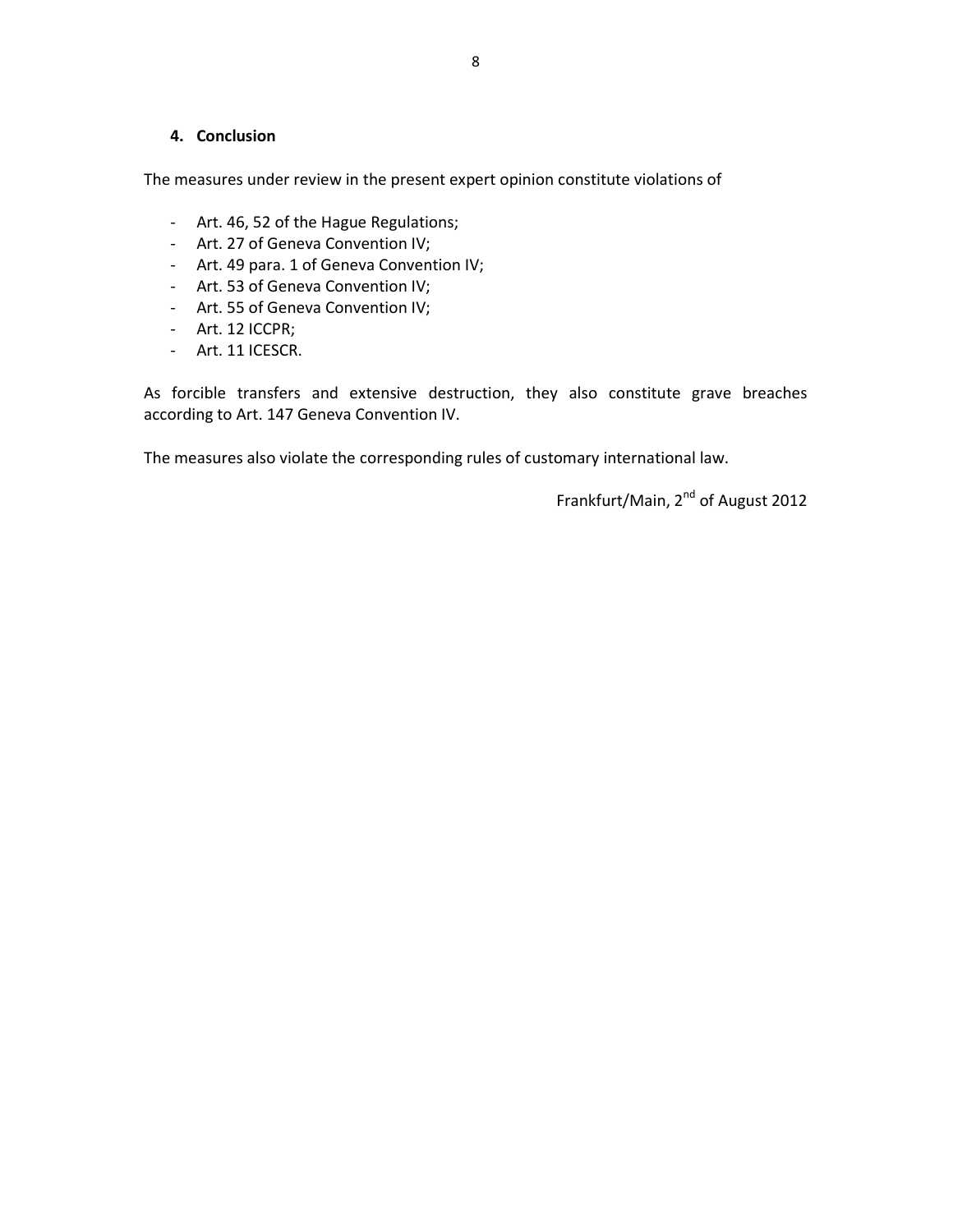## 4. Conclusion

The measures under review in the present expert opinion constitute violations of

- Art. 46, 52 of the Hague Regulations;
- Art. 27 of Geneva Convention IV;
- Art. 49 para. 1 of Geneva Convention IV;
- Art. 53 of Geneva Convention IV;
- Art. 55 of Geneva Convention IV;
- Art. 12 ICCPR;
- Art. 11 ICESCR.

As forcible transfers and extensive destruction, they also constitute grave breaches according to Art. 147 Geneva Convention IV.

The measures also violate the corresponding rules of customary international law.

Frankfurt/Main, 2nd of August 2012